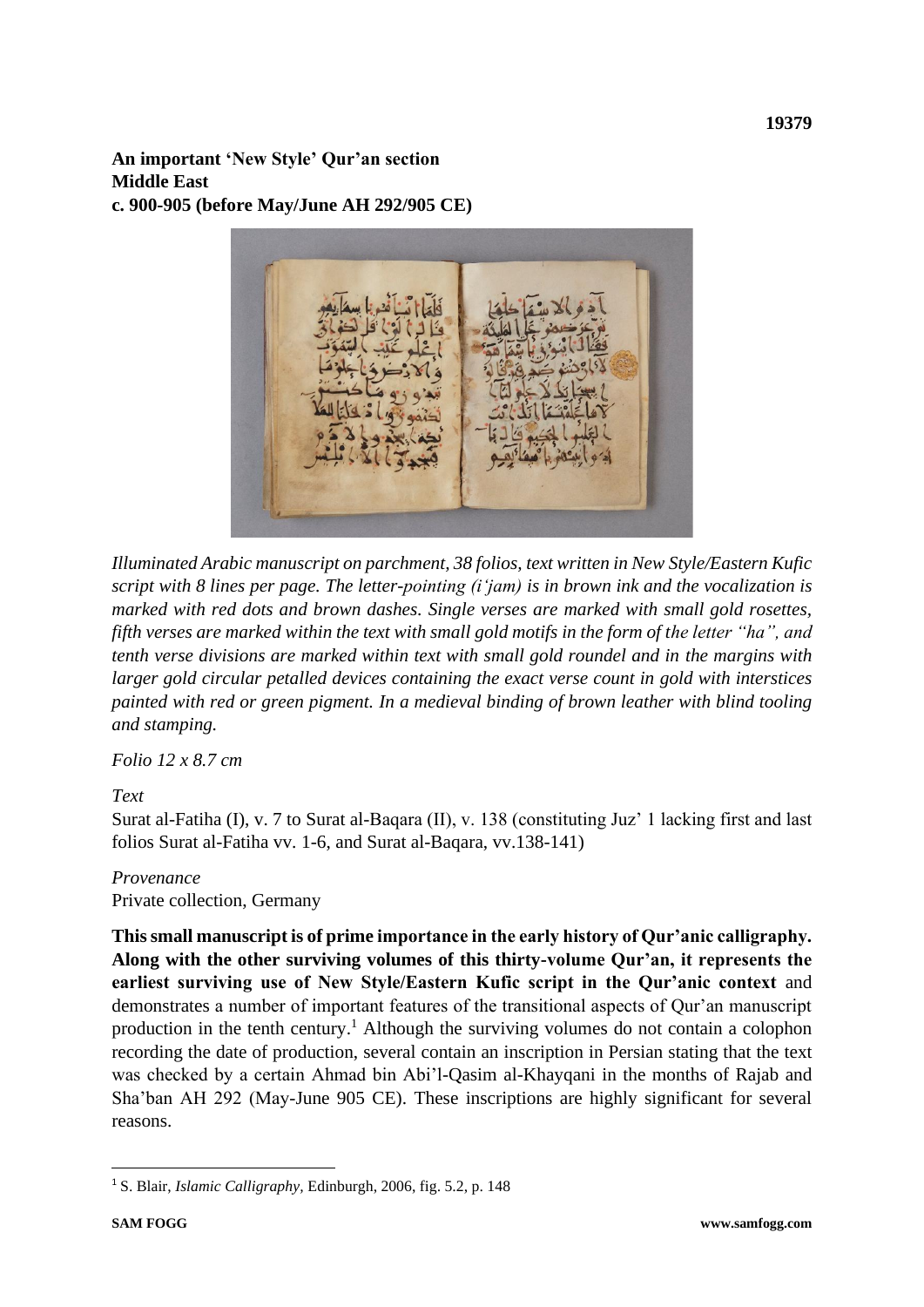19379

**An important 'New Style' Qur'an section**
**Middle East**
**c. 900-905 (before May/June AH 292/905 CE)**

*Illuminated Arabic manuscript on parchment, 38 folios, text written in New Style/Eastern Kufic script with 8 lines per page. The letter-pointing (i'jam) is in brown ink and the vocalization is marked with red dots and brown dashes. Single verses are marked with small gold rosettes, fifth verses are marked within the text with small gold motifs in the form of the letter "ha", and tenth verse divisions are marked within text with small gold roundel and in the margins with larger gold circular petalled devices containing the exact verse count in gold with interstices painted with red or green pigment. In a medieval binding of brown leather with blind tooling and stamping.*

*Folio 12 x 8.7 cm*

*Text*

Surat al-Fatiha (I), v. 7 to Surat al-Baqara (II), v. 138 (constituting Juz' 1 lacking first and last folios Surat al-Fatiha vv. 1-6, and Surat al-Baqara, vv.138-141)

*Provenance*

Private collection, Germany

**This small manuscript is of prime importance in the early history of Qur'anic calligraphy. Along with the other surviving volumes of this thirty-volume Qur'an, it represents the earliest surviving use of New Style/Eastern Kufic script in the Qur'anic context** and demonstrates a number of important features of the transitional aspects of Qur'an manuscript production in the tenth century.[1] Although the surviving volumes do not contain a colophon recording the date of production, several contain an inscription in Persian stating that the text was checked by a certain Ahmad bin Abi'l-Qasim al-Khayqani in the months of Rajab and Sha'ban AH 292 (May-June 905 CE). These inscriptions are highly significant for several reasons.

[1] S. Blair, *Islamic Calligraphy*, Edinburgh, 2006, fig. 5.2, p. 148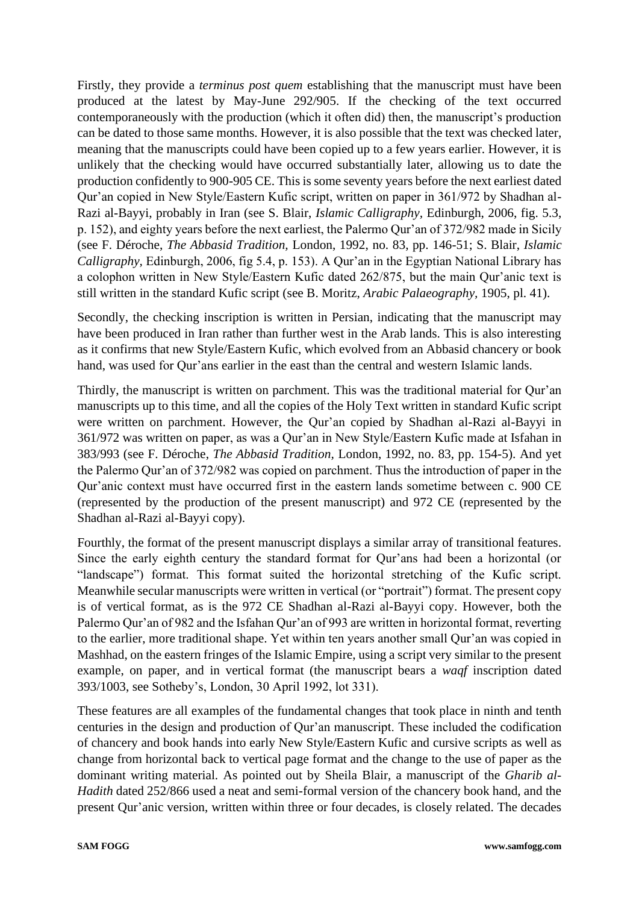Firstly, they provide a *terminus post quem* establishing that the manuscript must have been produced at the latest by May-June 292/905. If the checking of the text occurred contemporaneously with the production (which it often did) then, the manuscript's production can be dated to those same months. However, it is also possible that the text was checked later, meaning that the manuscripts could have been copied up to a few years earlier. However, it is unlikely that the checking would have occurred substantially later, allowing us to date the production confidently to 900-905 CE. This is some seventy years before the next earliest dated Qur'an copied in New Style/Eastern Kufic script, written on paper in 361/972 by Shadhan al-Razi al-Bayyi, probably in Iran (see S. Blair, *Islamic Calligraphy*, Edinburgh, 2006, fig. 5.3, p. 152), and eighty years before the next earliest, the Palermo Qur'an of 372/982 made in Sicily (see F. Déroche, *The Abbasid Tradition*, London, 1992, no. 83, pp. 146-51; S. Blair, *Islamic Calligraphy*, Edinburgh, 2006, fig 5.4, p. 153). A Qur'an in the Egyptian National Library has a colophon written in New Style/Eastern Kufic dated 262/875, but the main Qur'anic text is still written in the standard Kufic script (see B. Moritz, *Arabic Palaeography*, 1905, pl. 41).

Secondly, the checking inscription is written in Persian, indicating that the manuscript may have been produced in Iran rather than further west in the Arab lands. This is also interesting as it confirms that new Style/Eastern Kufic, which evolved from an Abbasid chancery or book hand, was used for Qur'ans earlier in the east than the central and western Islamic lands.

Thirdly, the manuscript is written on parchment. This was the traditional material for Qur'an manuscripts up to this time, and all the copies of the Holy Text written in standard Kufic script were written on parchment. However, the Qur'an copied by Shadhan al-Razi al-Bayyi in 361/972 was written on paper, as was a Qur'an in New Style/Eastern Kufic made at Isfahan in 383/993 (see F. Déroche, *The Abbasid Tradition*, London, 1992, no. 83, pp. 154-5). And yet the Palermo Qur'an of 372/982 was copied on parchment. Thus the introduction of paper in the Qur'anic context must have occurred first in the eastern lands sometime between c. 900 CE (represented by the production of the present manuscript) and 972 CE (represented by the Shadhan al-Razi al-Bayyi copy).

Fourthly, the format of the present manuscript displays a similar array of transitional features. Since the early eighth century the standard format for Qur'ans had been a horizontal (or "landscape") format. This format suited the horizontal stretching of the Kufic script. Meanwhile secular manuscripts were written in vertical (or "portrait") format. The present copy is of vertical format, as is the 972 CE Shadhan al-Razi al-Bayyi copy. However, both the Palermo Qur'an of 982 and the Isfahan Qur'an of 993 are written in horizontal format, reverting to the earlier, more traditional shape. Yet within ten years another small Qur'an was copied in Mashhad, on the eastern fringes of the Islamic Empire, using a script very similar to the present example, on paper, and in vertical format (the manuscript bears a *waqf* inscription dated 393/1003, see Sotheby's, London, 30 April 1992, lot 331).

These features are all examples of the fundamental changes that took place in ninth and tenth centuries in the design and production of Qur'an manuscript. These included the codification of chancery and book hands into early New Style/Eastern Kufic and cursive scripts as well as change from horizontal back to vertical page format and the change to the use of paper as the dominant writing material. As pointed out by Sheila Blair, a manuscript of the *Gharib al-Hadith* dated 252/866 used a neat and semi-formal version of the chancery book hand, and the present Qur'anic version, written within three or four decades, is closely related. The decades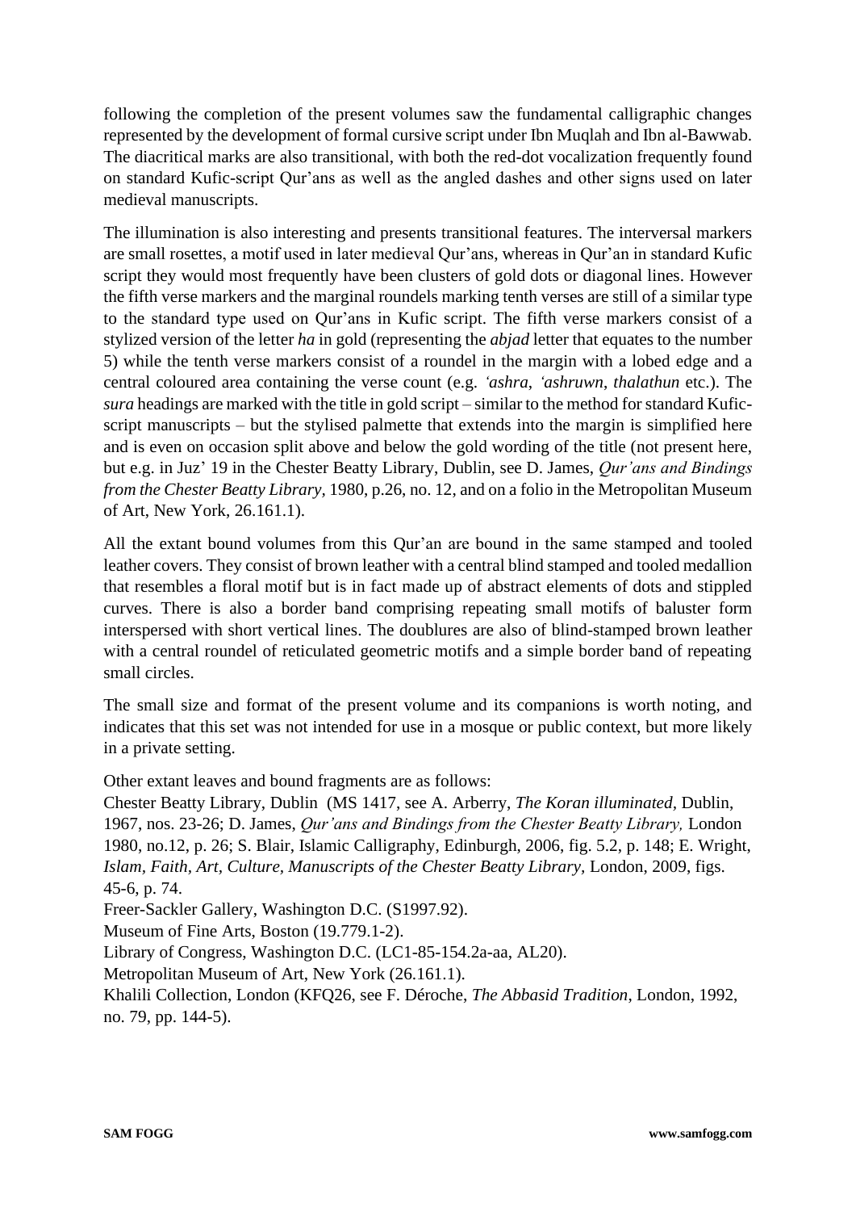following the completion of the present volumes saw the fundamental calligraphic changes represented by the development of formal cursive script under Ibn Muqlah and Ibn al-Bawwab. The diacritical marks are also transitional, with both the red-dot vocalization frequently found on standard Kufic-script Qur'ans as well as the angled dashes and other signs used on later medieval manuscripts.

The illumination is also interesting and presents transitional features. The interversal markers are small rosettes, a motif used in later medieval Qur'ans, whereas in Qur'an in standard Kufic script they would most frequently have been clusters of gold dots or diagonal lines. However the fifth verse markers and the marginal roundels marking tenth verses are still of a similar type to the standard type used on Qur'ans in Kufic script. The fifth verse markers consist of a stylized version of the letter *ha* in gold (representing the *abjad* letter that equates to the number 5) while the tenth verse markers consist of a roundel in the margin with a lobed edge and a central coloured area containing the verse count (e.g. *'ashra*, *'ashruwn*, *thalathun* etc.). The *sura* headings are marked with the title in gold script – similar to the method for standard Kufic-script manuscripts – but the stylised palmette that extends into the margin is simplified here and is even on occasion split above and below the gold wording of the title (not present here, but e.g. in Juz' 19 in the Chester Beatty Library, Dublin, see D. James, *Qur'ans and Bindings from the Chester Beatty Library*, 1980, p.26, no. 12, and on a folio in the Metropolitan Museum of Art, New York, 26.161.1).

All the extant bound volumes from this Qur'an are bound in the same stamped and tooled leather covers. They consist of brown leather with a central blind stamped and tooled medallion that resembles a floral motif but is in fact made up of abstract elements of dots and stippled curves. There is also a border band comprising repeating small motifs of baluster form interspersed with short vertical lines. The doublures are also of blind-stamped brown leather with a central roundel of reticulated geometric motifs and a simple border band of repeating small circles.

The small size and format of the present volume and its companions is worth noting, and indicates that this set was not intended for use in a mosque or public context, but more likely in a private setting.

Other extant leaves and bound fragments are as follows:
Chester Beatty Library, Dublin (MS 1417, see A. Arberry, *The Koran illuminated*, Dublin, 1967, nos. 23-26; D. James, *Qur'ans and Bindings from the Chester Beatty Library,* London 1980, no.12, p. 26; S. Blair, Islamic Calligraphy, Edinburgh, 2006, fig. 5.2, p. 148; E. Wright, *Islam, Faith, Art, Culture, Manuscripts of the Chester Beatty Library*, London, 2009, figs. 45-6, p. 74.
Freer-Sackler Gallery, Washington D.C. (S1997.92).
Museum of Fine Arts, Boston (19.779.1-2).
Library of Congress, Washington D.C. (LC1-85-154.2a-aa, AL20).
Metropolitan Museum of Art, New York (26.161.1).
Khalili Collection, London (KFQ26, see F. Déroche, *The Abbasid Tradition*, London, 1992, no. 79, pp. 144-5).